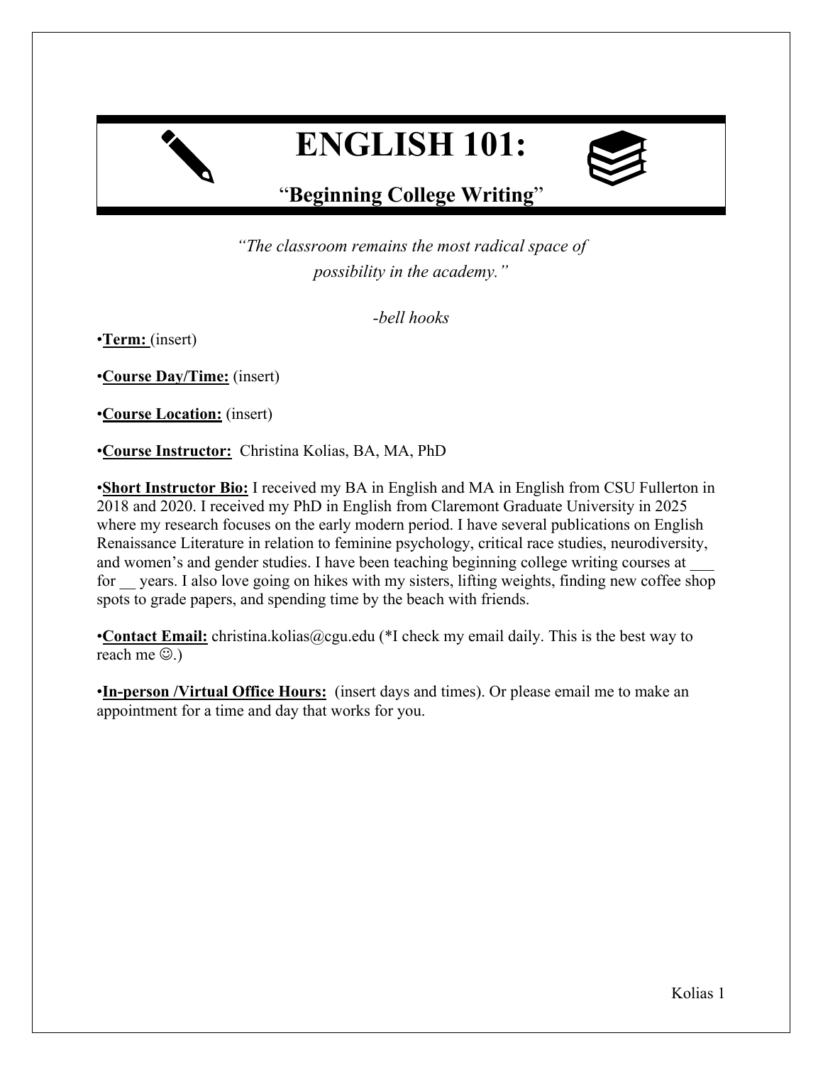# ENGLISH 101:

## "Beginning College Writing"

*"The classroom remains the most radical space of possibility in the academy."*

*-bell hooks*

•**Term:** (insert)

•**Course Day/Time:** (insert)

•**Course Location:** (insert)

•**Course Instructor:** Christina Kolias, BA, MA, PhD

•**Short Instructor Bio:** I received my BA in English and MA in English from CSU Fullerton in 2018 and 2020. I received my PhD in English from Claremont Graduate University in 2025 where my research focuses on the early modern period. I have several publications on English Renaissance Literature in relation to feminine psychology, critical race studies, neurodiversity, and women's and gender studies. I have been teaching beginning college writing courses at ___ for __ years. I also love going on hikes with my sisters, lifting weights, finding new coffee shop spots to grade papers, and spending time by the beach with friends.

•**Contact Email:** christina.kolias@cgu.edu (*I check my email daily. This is the best way to reach me ☺.)

•**In-person /Virtual Office Hours:** (insert days and times). Or please email me to make an appointment for a time and day that works for you.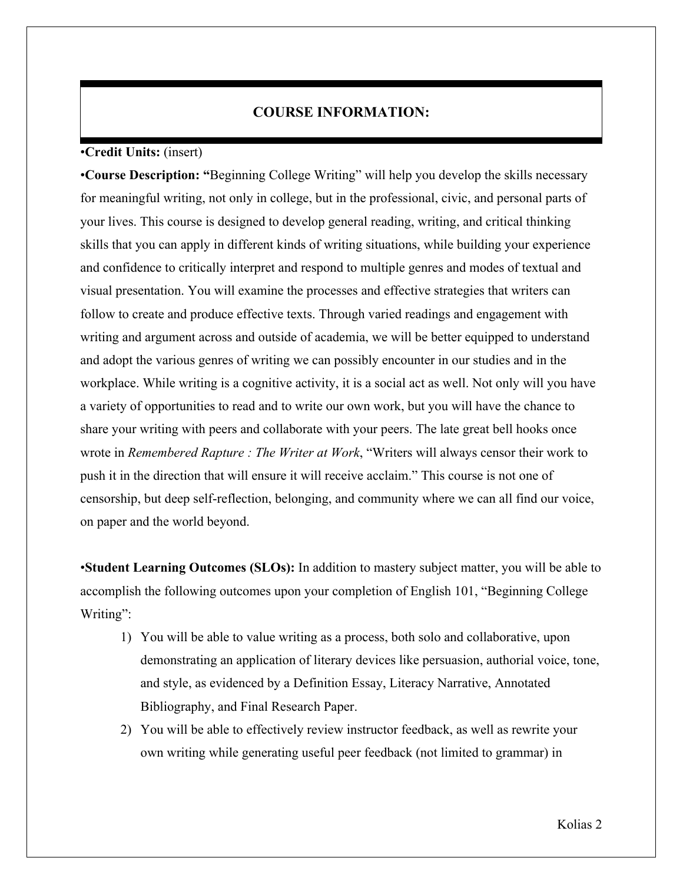## COURSE INFORMATION:

•**Credit Units:** (insert)

•**Course Description: "**Beginning College Writing" will help you develop the skills necessary for meaningful writing, not only in college, but in the professional, civic, and personal parts of your lives. This course is designed to develop general reading, writing, and critical thinking skills that you can apply in different kinds of writing situations, while building your experience and confidence to critically interpret and respond to multiple genres and modes of textual and visual presentation. You will examine the processes and effective strategies that writers can follow to create and produce effective texts. Through varied readings and engagement with writing and argument across and outside of academia, we will be better equipped to understand and adopt the various genres of writing we can possibly encounter in our studies and in the workplace. While writing is a cognitive activity, it is a social act as well. Not only will you have a variety of opportunities to read and to write our own work, but you will have the chance to share your writing with peers and collaborate with your peers. The late great bell hooks once wrote in *Remembered Rapture : The Writer at Work*, "Writers will always censor their work to push it in the direction that will ensure it will receive acclaim." This course is not one of censorship, but deep self-reflection, belonging, and community where we can all find our voice, on paper and the world beyond.

•**Student Learning Outcomes (SLOs):** In addition to mastery subject matter, you will be able to accomplish the following outcomes upon your completion of English 101, "Beginning College Writing":

1) You will be able to value writing as a process, both solo and collaborative, upon demonstrating an application of literary devices like persuasion, authorial voice, tone, and style, as evidenced by a Definition Essay, Literacy Narrative, Annotated Bibliography, and Final Research Paper.
2) You will be able to effectively review instructor feedback, as well as rewrite your own writing while generating useful peer feedback (not limited to grammar) in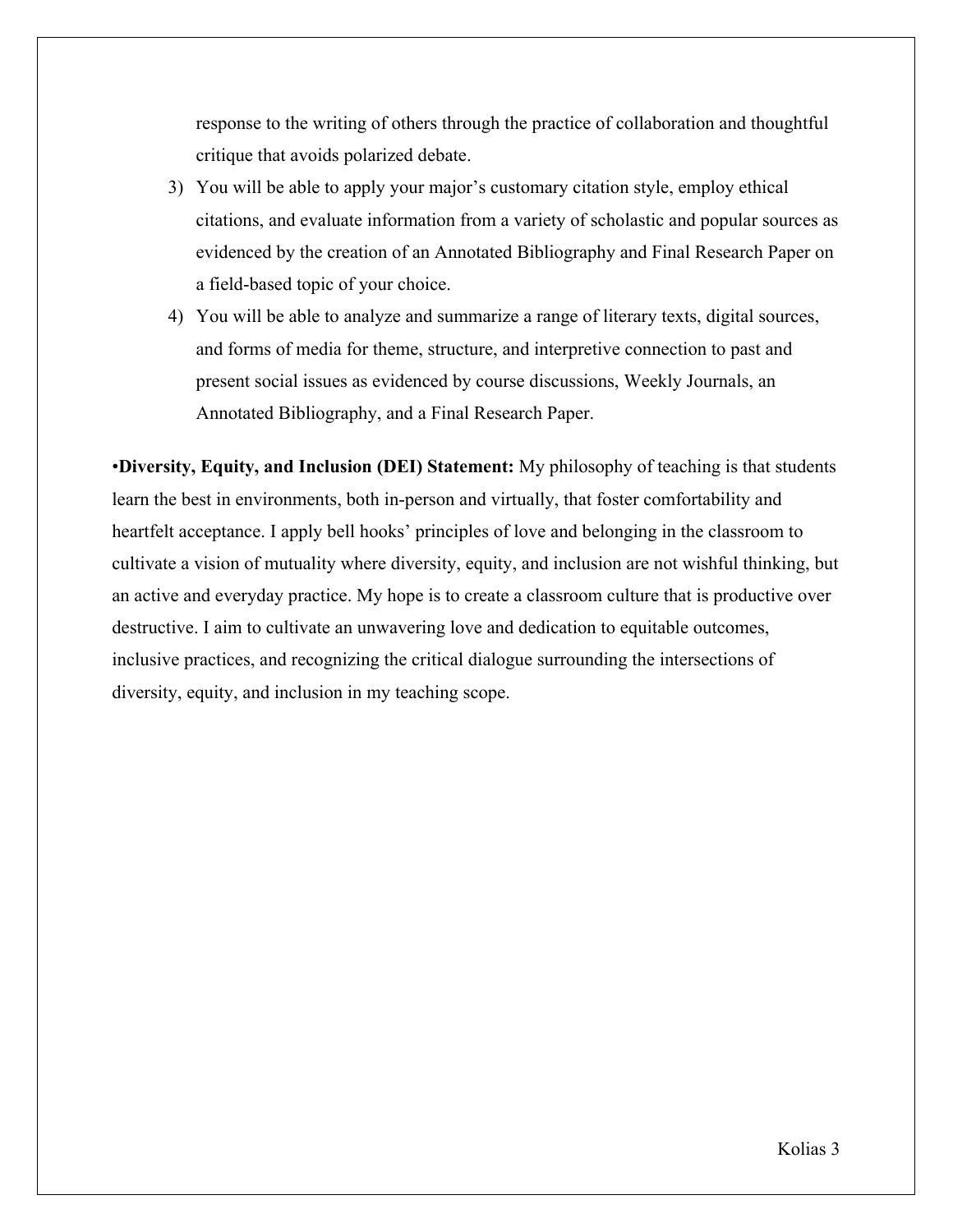response to the writing of others through the practice of collaboration and thoughtful critique that avoids polarized debate.

3) You will be able to apply your major's customary citation style, employ ethical citations, and evaluate information from a variety of scholastic and popular sources as evidenced by the creation of an Annotated Bibliography and Final Research Paper on a field-based topic of your choice.
4) You will be able to analyze and summarize a range of literary texts, digital sources, and forms of media for theme, structure, and interpretive connection to past and present social issues as evidenced by course discussions, Weekly Journals, an Annotated Bibliography, and a Final Research Paper.

•**Diversity, Equity, and Inclusion (DEI) Statement:** My philosophy of teaching is that students learn the best in environments, both in-person and virtually, that foster comfortability and heartfelt acceptance. I apply bell hooks' principles of love and belonging in the classroom to cultivate a vision of mutuality where diversity, equity, and inclusion are not wishful thinking, but an active and everyday practice. My hope is to create a classroom culture that is productive over destructive. I aim to cultivate an unwavering love and dedication to equitable outcomes, inclusive practices, and recognizing the critical dialogue surrounding the intersections of diversity, equity, and inclusion in my teaching scope.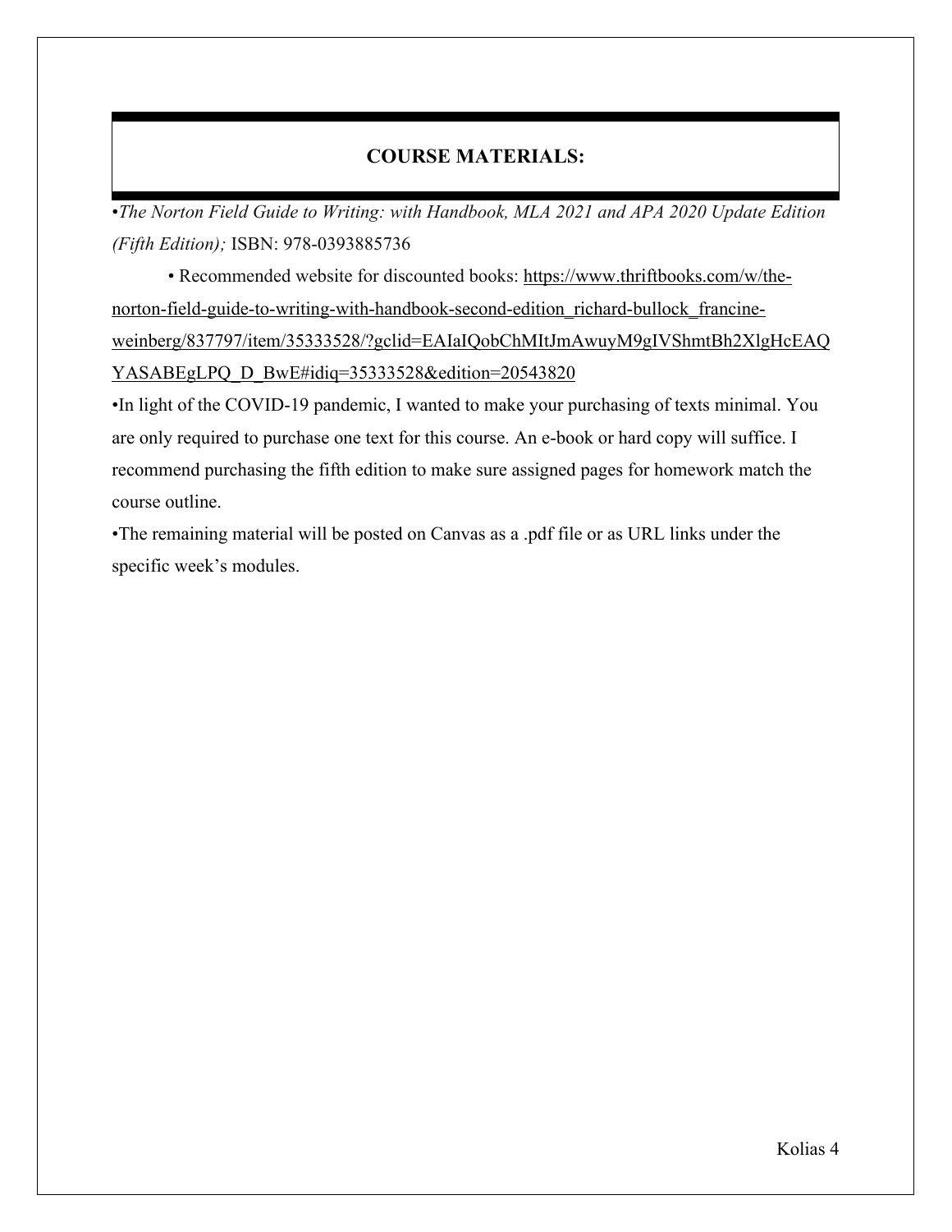## COURSE MATERIALS:

•*The Norton Field Guide to Writing: with Handbook, MLA 2021 and APA 2020 Update Edition (Fifth Edition);* ISBN: 978-0393885736

• Recommended website for discounted books: https://www.thriftbooks.com/w/the-norton-field-guide-to-writing-with-handbook-second-edition_richard-bullock_francine-weinberg/837797/item/35333528/?gclid=EAIaIQobChMItJmAwuyM9gIVShmtBh2XlgHcEAQYASABEgLPQ_D_BwE#idiq=35333528&edition=20543820

•In light of the COVID-19 pandemic, I wanted to make your purchasing of texts minimal. You are only required to purchase one text for this course. An e-book or hard copy will suffice. I recommend purchasing the fifth edition to make sure assigned pages for homework match the course outline.

•The remaining material will be posted on Canvas as a .pdf file or as URL links under the specific week's modules.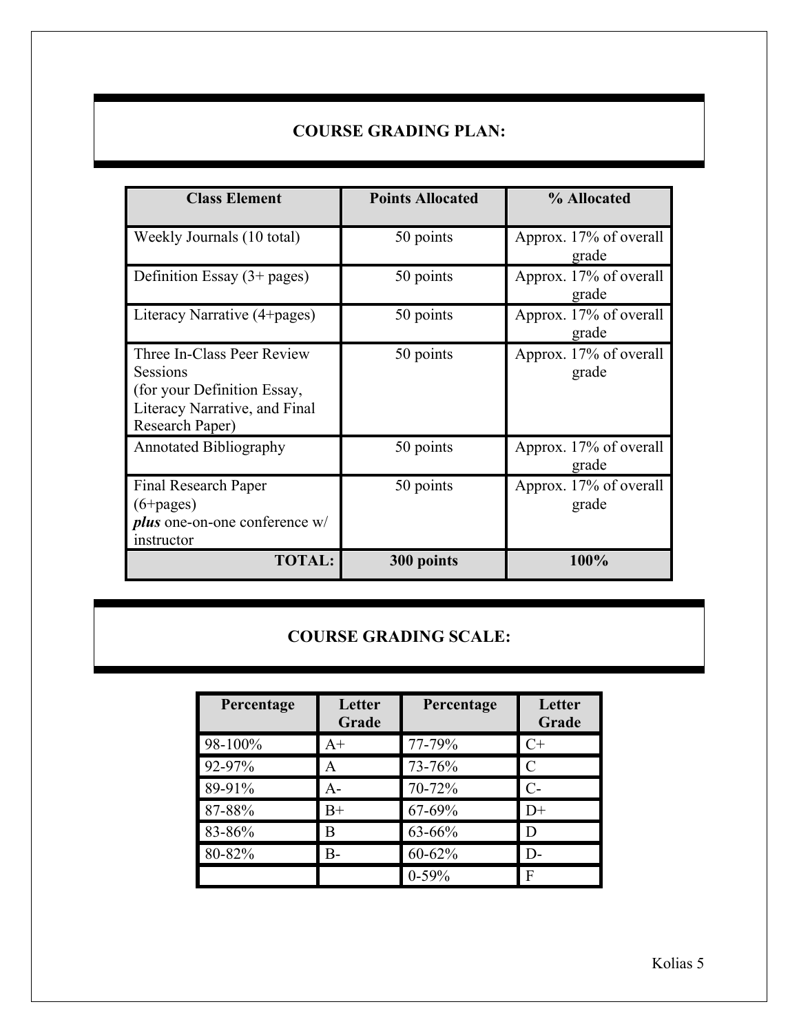## COURSE GRADING PLAN:

| Class Element | Points Allocated | % Allocated |
|---|---|---|
| Weekly Journals (10 total) | 50 points | Approx. 17% of overall grade |
| Definition Essay (3+ pages) | 50 points | Approx. 17% of overall grade |
| Literacy Narrative (4+pages) | 50 points | Approx. 17% of overall grade |
| Three In-Class Peer Review Sessions (for your Definition Essay, Literacy Narrative, and Final Research Paper) | 50 points | Approx. 17% of overall grade |
| Annotated Bibliography | 50 points | Approx. 17% of overall grade |
| Final Research Paper (6+pages) ***plus*** one-on-one conference w/ instructor | 50 points | Approx. 17% of overall grade |
| **TOTAL:** | **300 points** | **100%** |

## COURSE GRADING SCALE:

| Percentage | Letter Grade | Percentage | Letter Grade |
|---|---|---|---|
| 98-100% | A+ | 77-79% | C+ |
| 92-97% | A | 73-76% | C |
| 89-91% | A- | 70-72% | C- |
| 87-88% | B+ | 67-69% | D+ |
| 83-86% | B | 63-66% | D |
| 80-82% | B- | 60-62% | D- |
| | | 0-59% | F |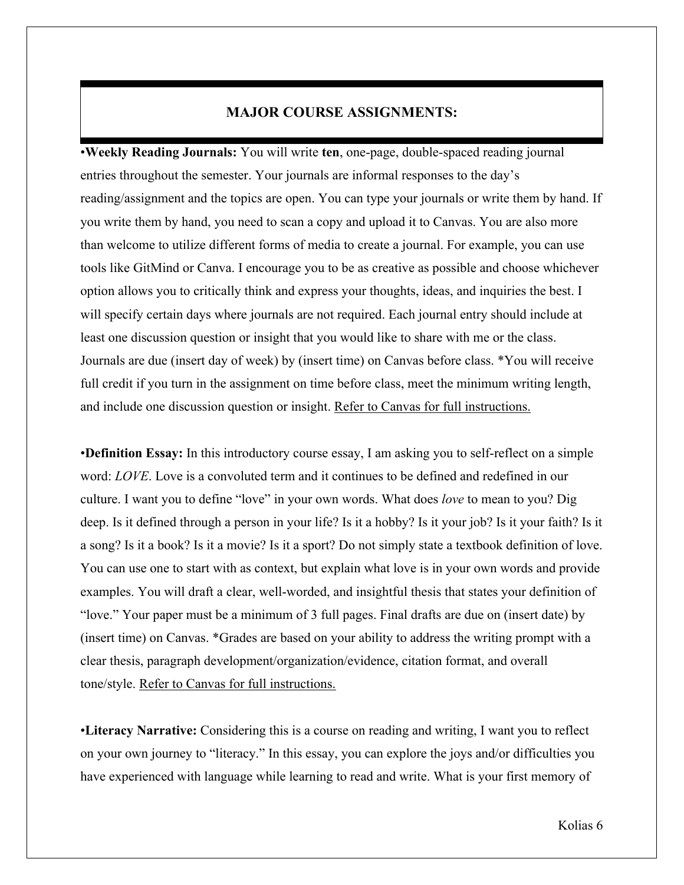## MAJOR COURSE ASSIGNMENTS:

•**Weekly Reading Journals:** You will write **ten**, one-page, double-spaced reading journal entries throughout the semester. Your journals are informal responses to the day's reading/assignment and the topics are open. You can type your journals or write them by hand. If you write them by hand, you need to scan a copy and upload it to Canvas. You are also more than welcome to utilize different forms of media to create a journal. For example, you can use tools like GitMind or Canva. I encourage you to be as creative as possible and choose whichever option allows you to critically think and express your thoughts, ideas, and inquiries the best. I will specify certain days where journals are not required. Each journal entry should include at least one discussion question or insight that you would like to share with me or the class. Journals are due (insert day of week) by (insert time) on Canvas before class. *You will receive full credit if you turn in the assignment on time before class, meet the minimum writing length, and include one discussion question or insight. <u>Refer to Canvas for full instructions.</u>

•**Definition Essay:** In this introductory course essay, I am asking you to self-reflect on a simple word: *LOVE*. Love is a convoluted term and it continues to be defined and redefined in our culture. I want you to define "love" in your own words. What does *love* to mean to you? Dig deep. Is it defined through a person in your life? Is it a hobby? Is it your job? Is it your faith? Is it a song? Is it a book? Is it a movie? Is it a sport? Do not simply state a textbook definition of love. You can use one to start with as context, but explain what love is in your own words and provide examples. You will draft a clear, well-worded, and insightful thesis that states your definition of "love." Your paper must be a minimum of 3 full pages. Final drafts are due on (insert date) by (insert time) on Canvas. *Grades are based on your ability to address the writing prompt with a clear thesis, paragraph development/organization/evidence, citation format, and overall tone/style. <u>Refer to Canvas for full instructions.</u>

•**Literacy Narrative:** Considering this is a course on reading and writing, I want you to reflect on your own journey to "literacy." In this essay, you can explore the joys and/or difficulties you have experienced with language while learning to read and write. What is your first memory of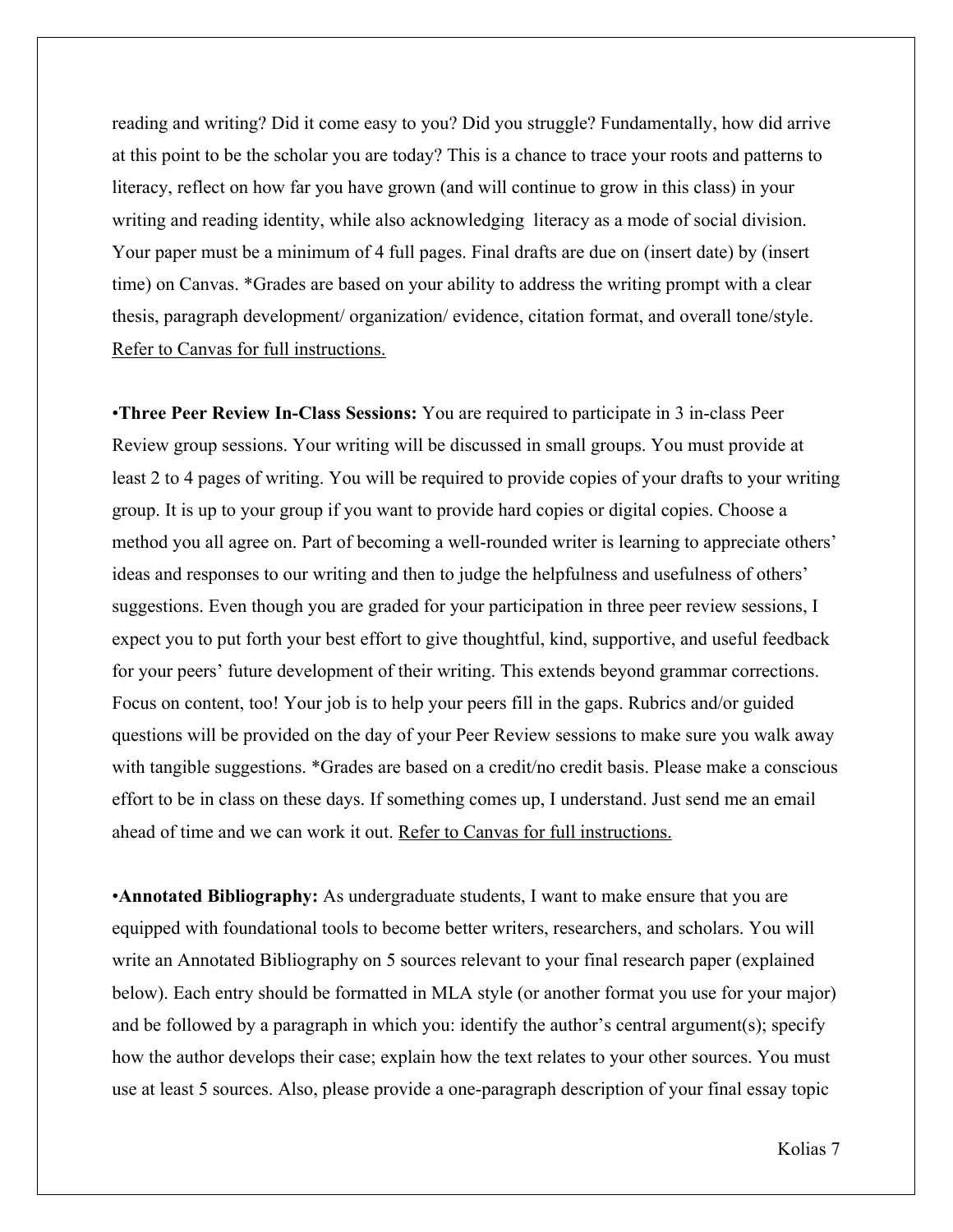reading and writing? Did it come easy to you? Did you struggle? Fundamentally, how did arrive at this point to be the scholar you are today? This is a chance to trace your roots and patterns to literacy, reflect on how far you have grown (and will continue to grow in this class) in your writing and reading identity, while also acknowledging literacy as a mode of social division. Your paper must be a minimum of 4 full pages. Final drafts are due on (insert date) by (insert time) on Canvas. *Grades are based on your ability to address the writing prompt with a clear thesis, paragraph development/ organization/ evidence, citation format, and overall tone/style. Refer to Canvas for full instructions.

•**Three Peer Review In-Class Sessions:** You are required to participate in 3 in-class Peer Review group sessions. Your writing will be discussed in small groups. You must provide at least 2 to 4 pages of writing. You will be required to provide copies of your drafts to your writing group. It is up to your group if you want to provide hard copies or digital copies. Choose a method you all agree on. Part of becoming a well-rounded writer is learning to appreciate others' ideas and responses to our writing and then to judge the helpfulness and usefulness of others' suggestions. Even though you are graded for your participation in three peer review sessions, I expect you to put forth your best effort to give thoughtful, kind, supportive, and useful feedback for your peers' future development of their writing. This extends beyond grammar corrections. Focus on content, too! Your job is to help your peers fill in the gaps. Rubrics and/or guided questions will be provided on the day of your Peer Review sessions to make sure you walk away with tangible suggestions. *Grades are based on a credit/no credit basis. Please make a conscious effort to be in class on these days. If something comes up, I understand. Just send me an email ahead of time and we can work it out. Refer to Canvas for full instructions.

•**Annotated Bibliography:** As undergraduate students, I want to make ensure that you are equipped with foundational tools to become better writers, researchers, and scholars. You will write an Annotated Bibliography on 5 sources relevant to your final research paper (explained below). Each entry should be formatted in MLA style (or another format you use for your major) and be followed by a paragraph in which you: identify the author's central argument(s); specify how the author develops their case; explain how the text relates to your other sources. You must use at least 5 sources. Also, please provide a one-paragraph description of your final essay topic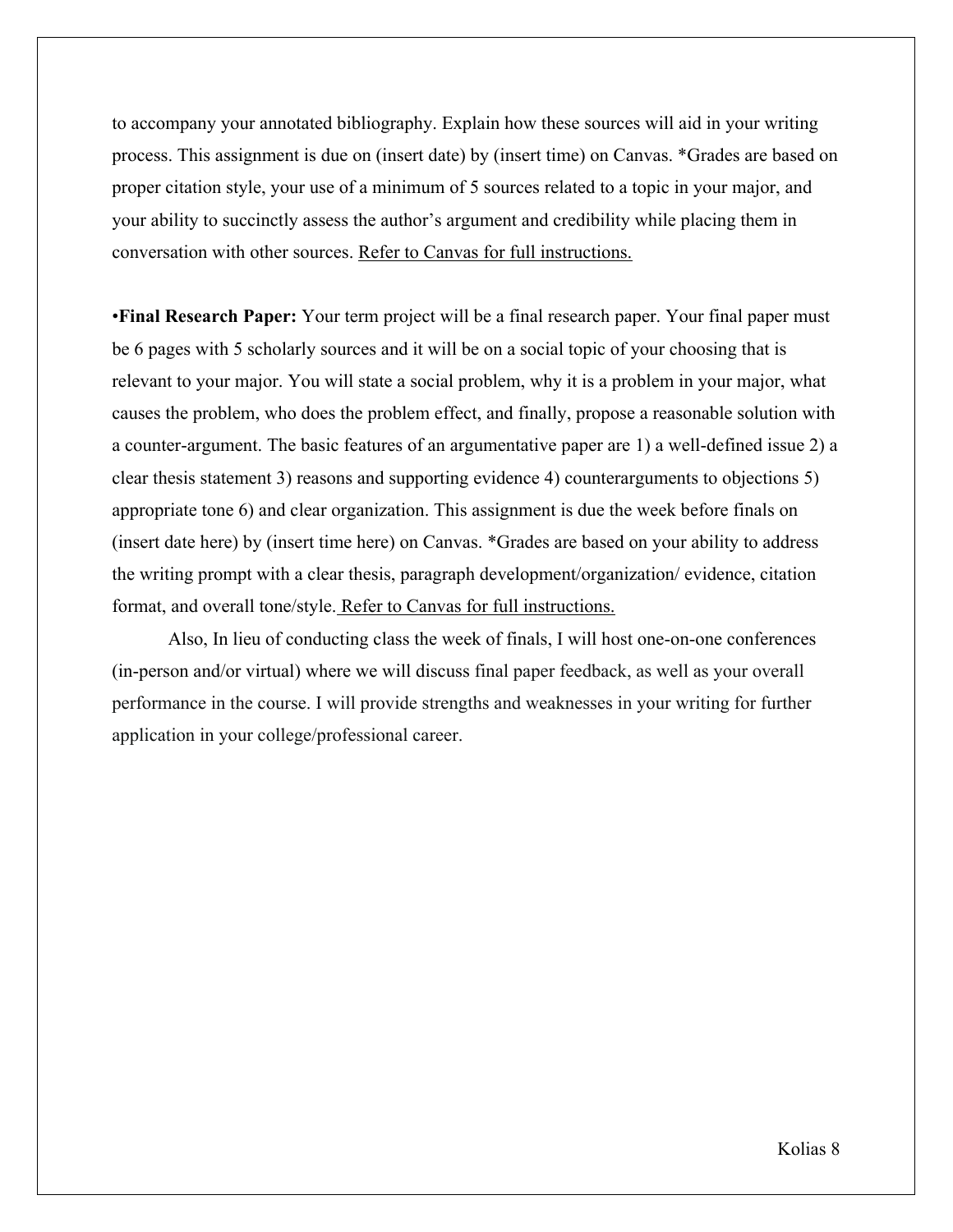to accompany your annotated bibliography. Explain how these sources will aid in your writing process. This assignment is due on (insert date) by (insert time) on Canvas. *Grades are based on proper citation style, your use of a minimum of 5 sources related to a topic in your major, and your ability to succinctly assess the author's argument and credibility while placing them in conversation with other sources. Refer to Canvas for full instructions.

•**Final Research Paper:** Your term project will be a final research paper. Your final paper must be 6 pages with 5 scholarly sources and it will be on a social topic of your choosing that is relevant to your major. You will state a social problem, why it is a problem in your major, what causes the problem, who does the problem effect, and finally, propose a reasonable solution with a counter-argument. The basic features of an argumentative paper are 1) a well-defined issue 2) a clear thesis statement 3) reasons and supporting evidence 4) counterarguments to objections 5) appropriate tone 6) and clear organization. This assignment is due the week before finals on (insert date here) by (insert time here) on Canvas. *Grades are based on your ability to address the writing prompt with a clear thesis, paragraph development/organization/ evidence, citation format, and overall tone/style. Refer to Canvas for full instructions.

Also, In lieu of conducting class the week of finals, I will host one-on-one conferences (in-person and/or virtual) where we will discuss final paper feedback, as well as your overall performance in the course. I will provide strengths and weaknesses in your writing for further application in your college/professional career.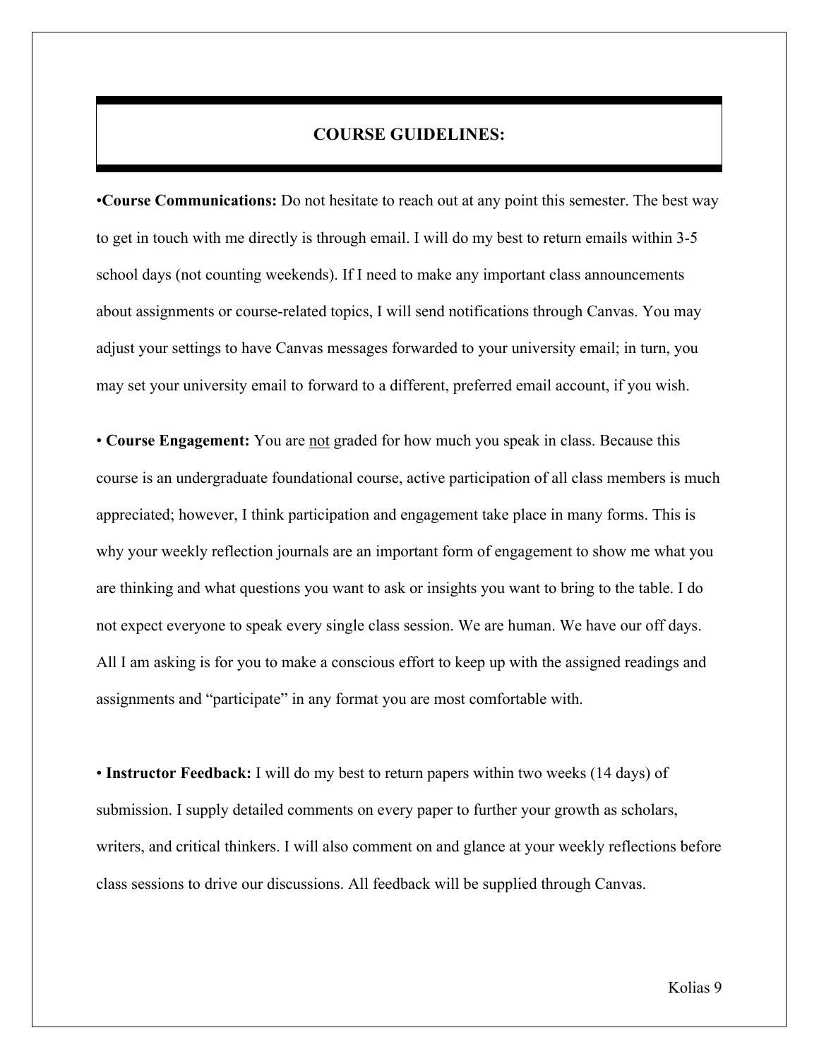## COURSE GUIDELINES:

•**Course Communications:** Do not hesitate to reach out at any point this semester. The best way to get in touch with me directly is through email. I will do my best to return emails within 3-5 school days (not counting weekends). If I need to make any important class announcements about assignments or course-related topics, I will send notifications through Canvas. You may adjust your settings to have Canvas messages forwarded to your university email; in turn, you may set your university email to forward to a different, preferred email account, if you wish.

• **Course Engagement:** You are <u>not</u> graded for how much you speak in class. Because this course is an undergraduate foundational course, active participation of all class members is much appreciated; however, I think participation and engagement take place in many forms. This is why your weekly reflection journals are an important form of engagement to show me what you are thinking and what questions you want to ask or insights you want to bring to the table. I do not expect everyone to speak every single class session. We are human. We have our off days. All I am asking is for you to make a conscious effort to keep up with the assigned readings and assignments and "participate" in any format you are most comfortable with.

• **Instructor Feedback:** I will do my best to return papers within two weeks (14 days) of submission. I supply detailed comments on every paper to further your growth as scholars, writers, and critical thinkers. I will also comment on and glance at your weekly reflections before class sessions to drive our discussions. All feedback will be supplied through Canvas.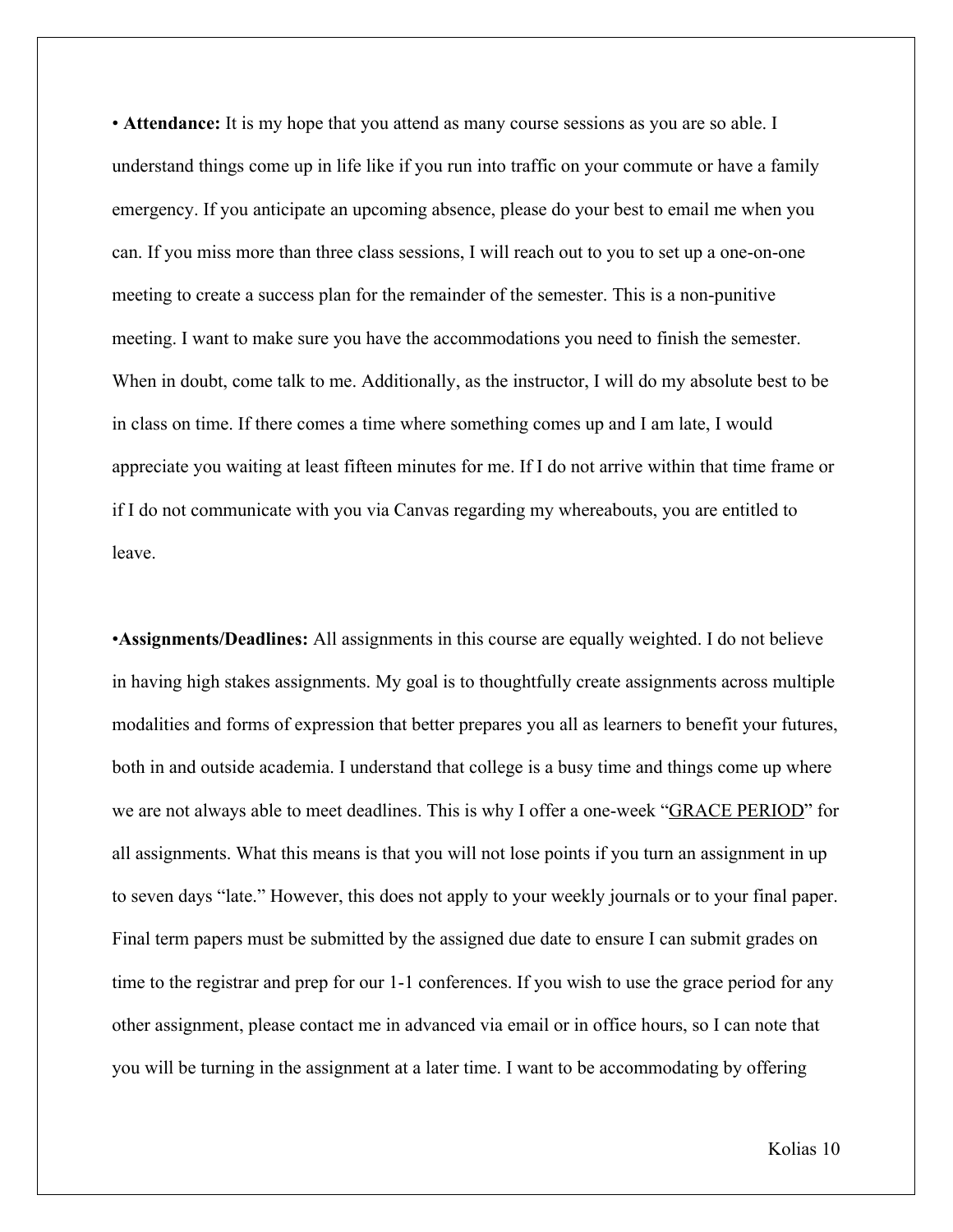• **Attendance:** It is my hope that you attend as many course sessions as you are so able. I understand things come up in life like if you run into traffic on your commute or have a family emergency. If you anticipate an upcoming absence, please do your best to email me when you can. If you miss more than three class sessions, I will reach out to you to set up a one-on-one meeting to create a success plan for the remainder of the semester. This is a non-punitive meeting. I want to make sure you have the accommodations you need to finish the semester. When in doubt, come talk to me. Additionally, as the instructor, I will do my absolute best to be in class on time. If there comes a time where something comes up and I am late, I would appreciate you waiting at least fifteen minutes for me. If I do not arrive within that time frame or if I do not communicate with you via Canvas regarding my whereabouts, you are entitled to leave.

•**Assignments/Deadlines:** All assignments in this course are equally weighted. I do not believe in having high stakes assignments. My goal is to thoughtfully create assignments across multiple modalities and forms of expression that better prepares you all as learners to benefit your futures, both in and outside academia. I understand that college is a busy time and things come up where we are not always able to meet deadlines. This is why I offer a one-week "<u>GRACE PERIOD</u>" for all assignments. What this means is that you will not lose points if you turn an assignment in up to seven days "late." However, this does not apply to your weekly journals or to your final paper. Final term papers must be submitted by the assigned due date to ensure I can submit grades on time to the registrar and prep for our 1-1 conferences. If you wish to use the grace period for any other assignment, please contact me in advanced via email or in office hours, so I can note that you will be turning in the assignment at a later time. I want to be accommodating by offering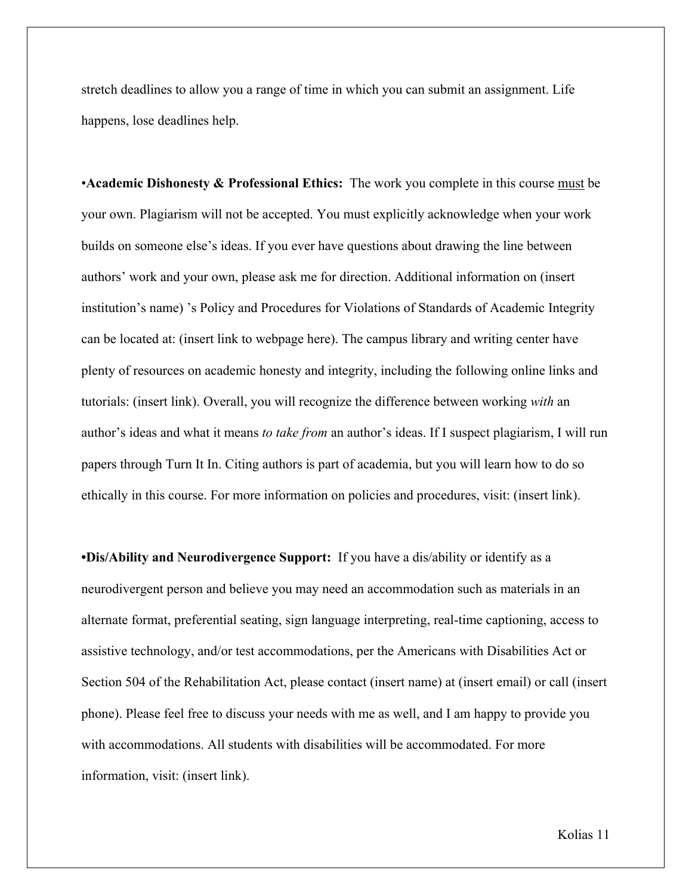stretch deadlines to allow you a range of time in which you can submit an assignment. Life happens, lose deadlines help.

•**Academic Dishonesty & Professional Ethics:** The work you complete in this course <u>must</u> be your own. Plagiarism will not be accepted. You must explicitly acknowledge when your work builds on someone else's ideas. If you ever have questions about drawing the line between authors' work and your own, please ask me for direction. Additional information on (insert institution's name) 's Policy and Procedures for Violations of Standards of Academic Integrity can be located at: (insert link to webpage here). The campus library and writing center have plenty of resources on academic honesty and integrity, including the following online links and tutorials: (insert link). Overall, you will recognize the difference between working *with* an author's ideas and what it means *to take from* an author's ideas. If I suspect plagiarism, I will run papers through Turn It In. Citing authors is part of academia, but you will learn how to do so ethically in this course. For more information on policies and procedures, visit: (insert link).

**•Dis/Ability and Neurodivergence Support:** If you have a dis/ability or identify as a neurodivergent person and believe you may need an accommodation such as materials in an alternate format, preferential seating, sign language interpreting, real-time captioning, access to assistive technology, and/or test accommodations, per the Americans with Disabilities Act or Section 504 of the Rehabilitation Act, please contact (insert name) at (insert email) or call (insert phone). Please feel free to discuss your needs with me as well, and I am happy to provide you with accommodations. All students with disabilities will be accommodated. For more information, visit: (insert link).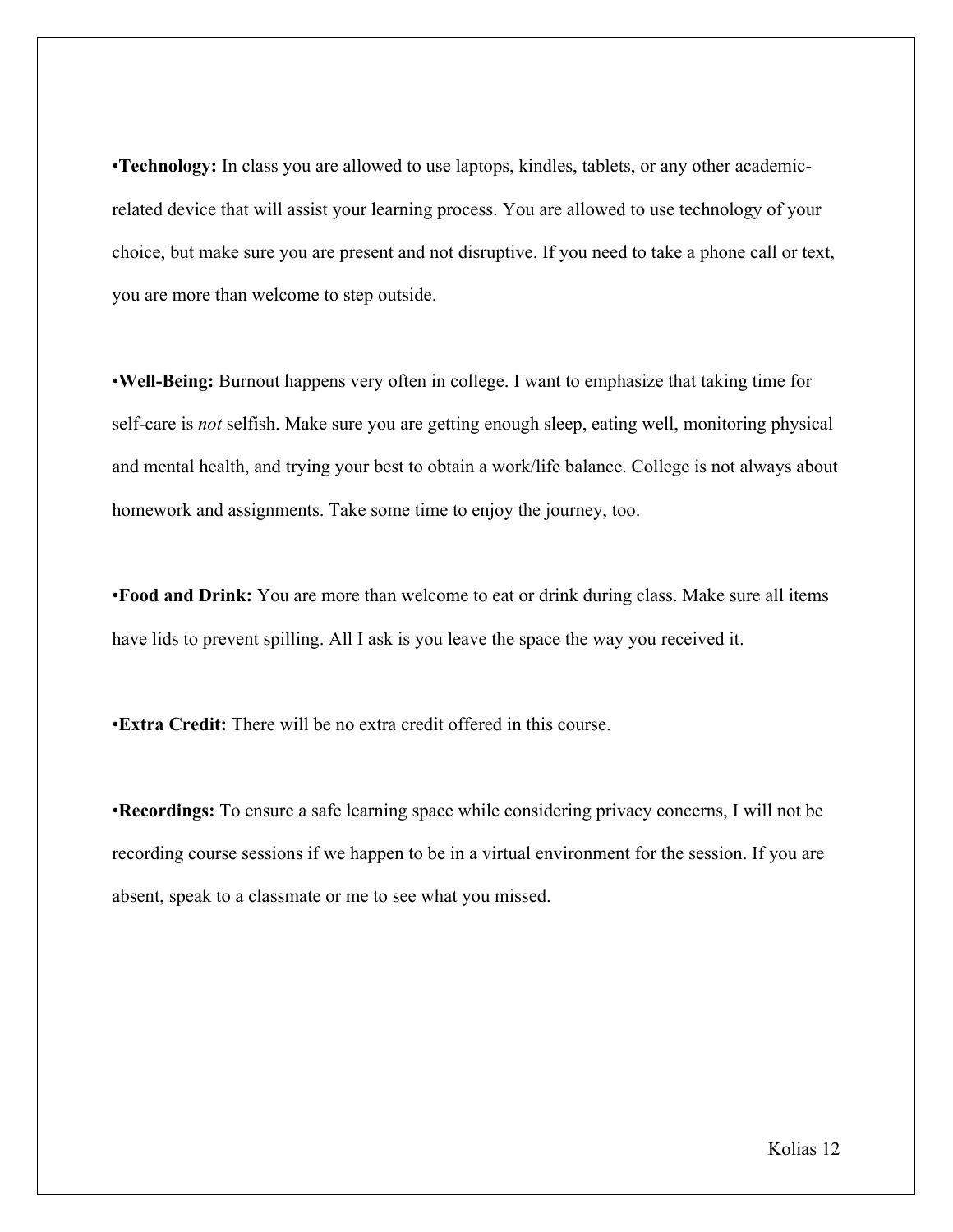•**Technology:** In class you are allowed to use laptops, kindles, tablets, or any other academic-related device that will assist your learning process. You are allowed to use technology of your choice, but make sure you are present and not disruptive. If you need to take a phone call or text, you are more than welcome to step outside.

•**Well-Being:** Burnout happens very often in college. I want to emphasize that taking time for self-care is *not* selfish. Make sure you are getting enough sleep, eating well, monitoring physical and mental health, and trying your best to obtain a work/life balance. College is not always about homework and assignments. Take some time to enjoy the journey, too.

•**Food and Drink:** You are more than welcome to eat or drink during class. Make sure all items have lids to prevent spilling. All I ask is you leave the space the way you received it.

•**Extra Credit:** There will be no extra credit offered in this course.

•**Recordings:** To ensure a safe learning space while considering privacy concerns, I will not be recording course sessions if we happen to be in a virtual environment for the session. If you are absent, speak to a classmate or me to see what you missed.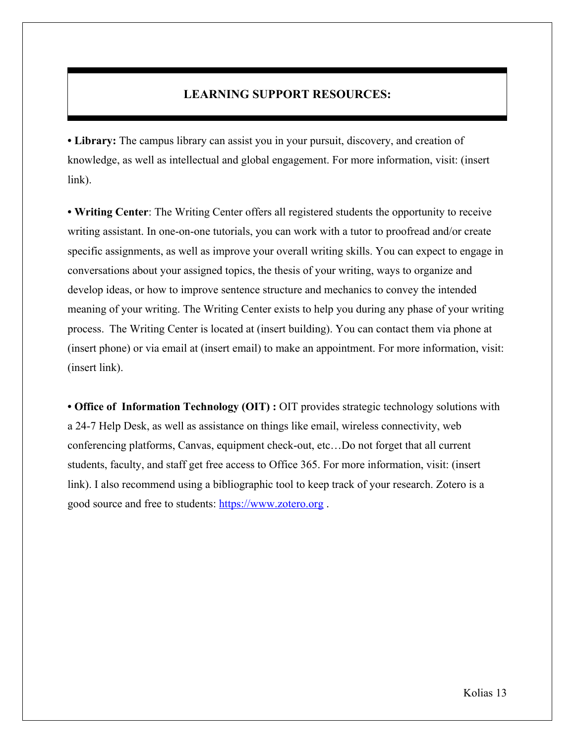## LEARNING SUPPORT RESOURCES:

**• Library:** The campus library can assist you in your pursuit, discovery, and creation of knowledge, as well as intellectual and global engagement. For more information, visit: (insert link).

**• Writing Center**: The Writing Center offers all registered students the opportunity to receive writing assistant. In one-on-one tutorials, you can work with a tutor to proofread and/or create specific assignments, as well as improve your overall writing skills. You can expect to engage in conversations about your assigned topics, the thesis of your writing, ways to organize and develop ideas, or how to improve sentence structure and mechanics to convey the intended meaning of your writing. The Writing Center exists to help you during any phase of your writing process. The Writing Center is located at (insert building). You can contact them via phone at (insert phone) or via email at (insert email) to make an appointment. For more information, visit: (insert link).

**• Office of Information Technology (OIT) :** OIT provides strategic technology solutions with a 24-7 Help Desk, as well as assistance on things like email, wireless connectivity, web conferencing platforms, Canvas, equipment check-out, etc…Do not forget that all current students, faculty, and staff get free access to Office 365. For more information, visit: (insert link). I also recommend using a bibliographic tool to keep track of your research. Zotero is a good source and free to students: [https://www.zotero.org](https://www.zotero.org) .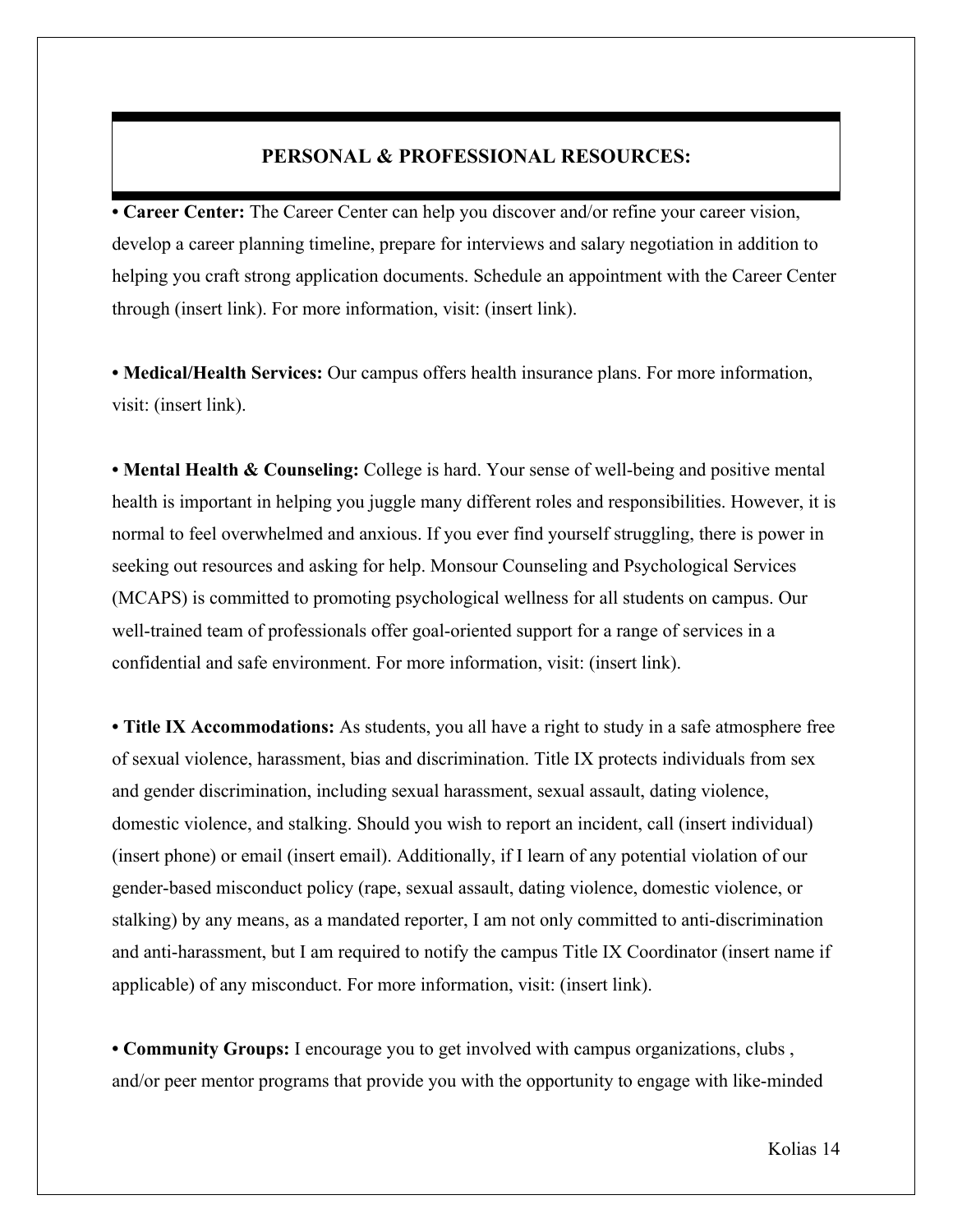## PERSONAL & PROFESSIONAL RESOURCES:

• **Career Center:** The Career Center can help you discover and/or refine your career vision, develop a career planning timeline, prepare for interviews and salary negotiation in addition to helping you craft strong application documents. Schedule an appointment with the Career Center through (insert link). For more information, visit: (insert link).

• **Medical/Health Services:** Our campus offers health insurance plans. For more information, visit: (insert link).

• **Mental Health & Counseling:** College is hard. Your sense of well-being and positive mental health is important in helping you juggle many different roles and responsibilities. However, it is normal to feel overwhelmed and anxious. If you ever find yourself struggling, there is power in seeking out resources and asking for help. Monsour Counseling and Psychological Services (MCAPS) is committed to promoting psychological wellness for all students on campus. Our well-trained team of professionals offer goal-oriented support for a range of services in a confidential and safe environment. For more information, visit: (insert link).

• **Title IX Accommodations:** As students, you all have a right to study in a safe atmosphere free of sexual violence, harassment, bias and discrimination. Title IX protects individuals from sex and gender discrimination, including sexual harassment, sexual assault, dating violence, domestic violence, and stalking. Should you wish to report an incident, call (insert individual) (insert phone) or email (insert email). Additionally, if I learn of any potential violation of our gender-based misconduct policy (rape, sexual assault, dating violence, domestic violence, or stalking) by any means, as a mandated reporter, I am not only committed to anti-discrimination and anti-harassment, but I am required to notify the campus Title IX Coordinator (insert name if applicable) of any misconduct. For more information, visit: (insert link).

• **Community Groups:** I encourage you to get involved with campus organizations, clubs , and/or peer mentor programs that provide you with the opportunity to engage with like-minded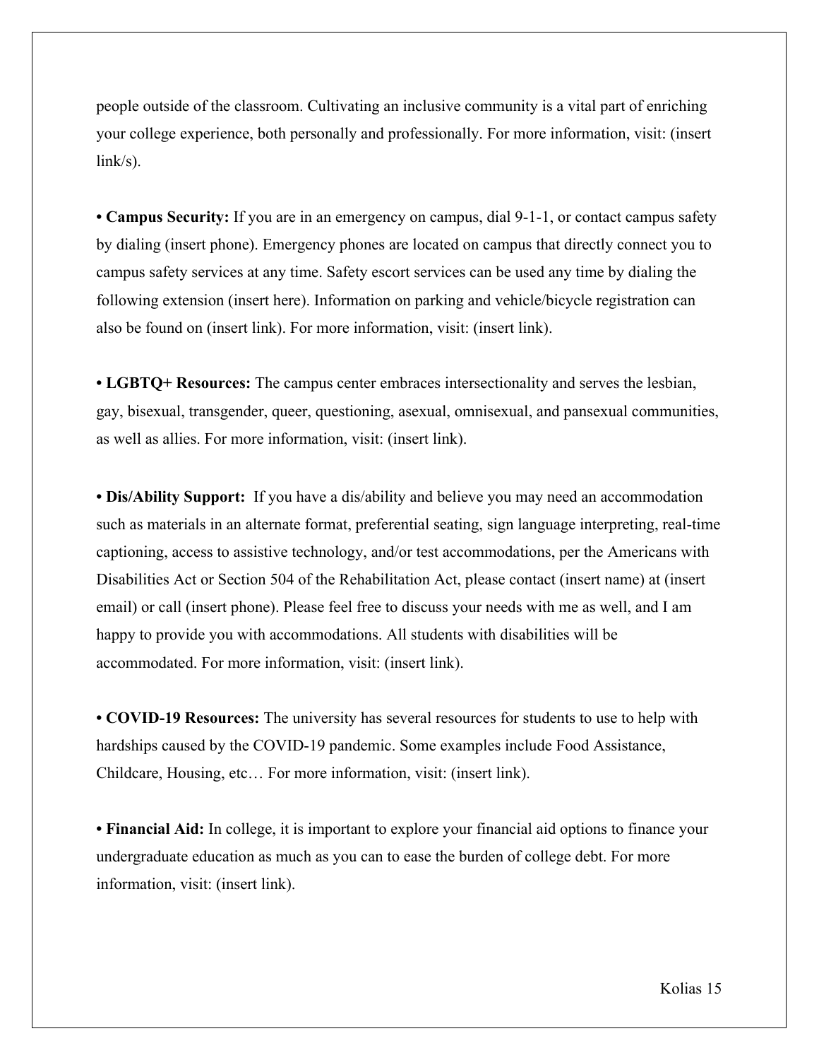people outside of the classroom. Cultivating an inclusive community is a vital part of enriching your college experience, both personally and professionally. For more information, visit: (insert link/s).

• **Campus Security:** If you are in an emergency on campus, dial 9-1-1, or contact campus safety by dialing (insert phone). Emergency phones are located on campus that directly connect you to campus safety services at any time. Safety escort services can be used any time by dialing the following extension (insert here). Information on parking and vehicle/bicycle registration can also be found on (insert link). For more information, visit: (insert link).

• **LGBTQ+ Resources:** The campus center embraces intersectionality and serves the lesbian, gay, bisexual, transgender, queer, questioning, asexual, omnisexual, and pansexual communities, as well as allies. For more information, visit: (insert link).

• **Dis/Ability Support:** If you have a dis/ability and believe you may need an accommodation such as materials in an alternate format, preferential seating, sign language interpreting, real-time captioning, access to assistive technology, and/or test accommodations, per the Americans with Disabilities Act or Section 504 of the Rehabilitation Act, please contact (insert name) at (insert email) or call (insert phone). Please feel free to discuss your needs with me as well, and I am happy to provide you with accommodations. All students with disabilities will be accommodated. For more information, visit: (insert link).

• **COVID-19 Resources:** The university has several resources for students to use to help with hardships caused by the COVID-19 pandemic. Some examples include Food Assistance, Childcare, Housing, etc… For more information, visit: (insert link).

• **Financial Aid:** In college, it is important to explore your financial aid options to finance your undergraduate education as much as you can to ease the burden of college debt. For more information, visit: (insert link).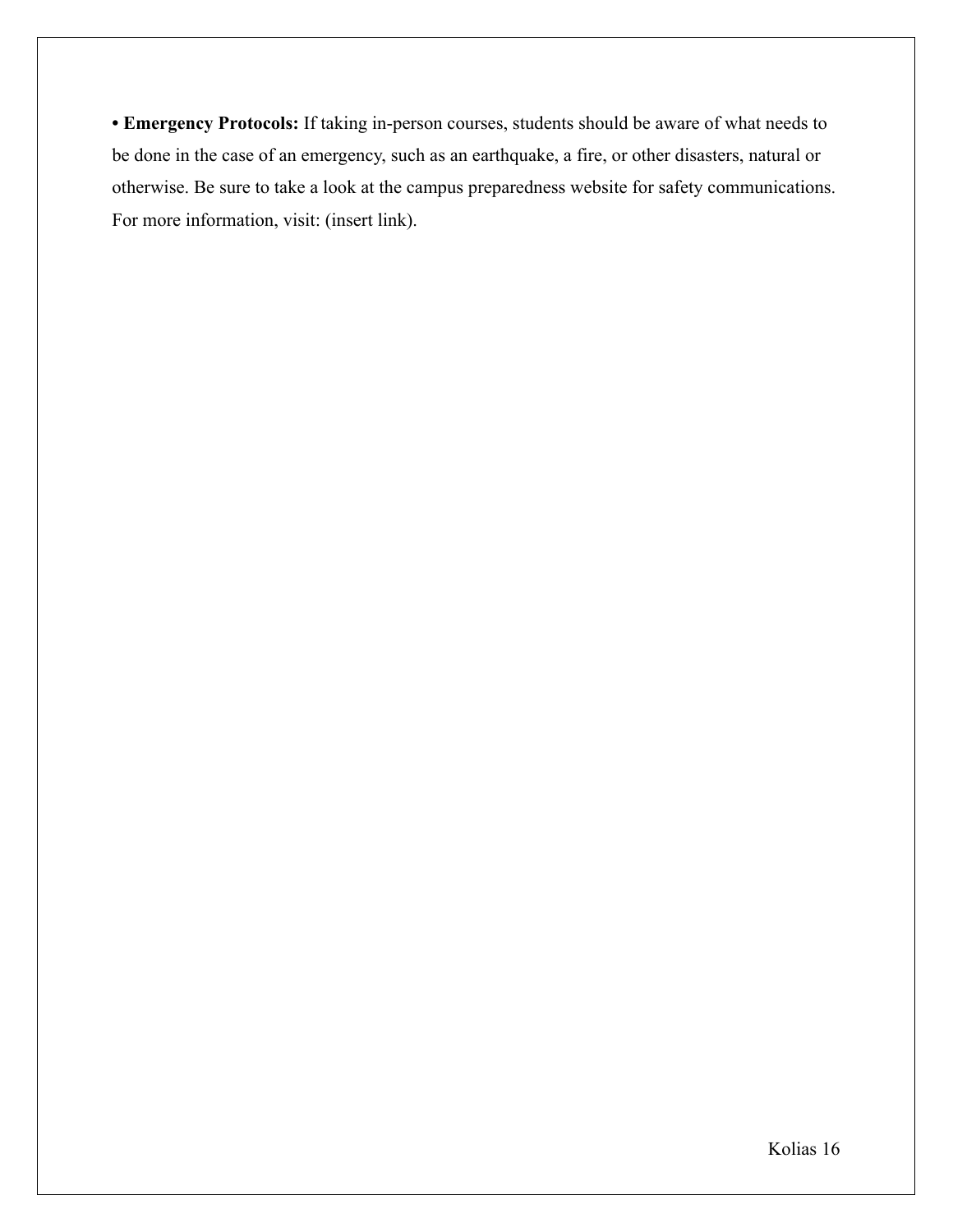- **Emergency Protocols:** If taking in-person courses, students should be aware of what needs to be done in the case of an emergency, such as an earthquake, a fire, or other disasters, natural or otherwise. Be sure to take a look at the campus preparedness website for safety communications. For more information, visit: (insert link).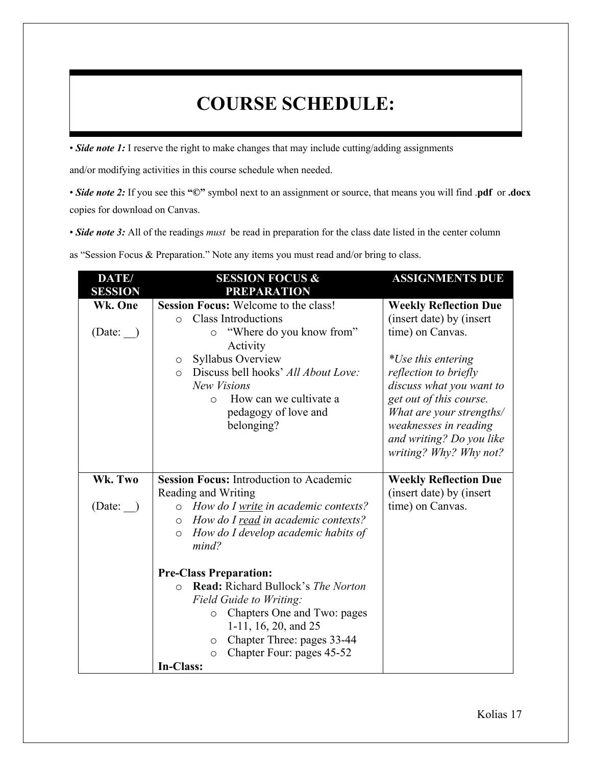# COURSE SCHEDULE:

• ***Side note 1:*** I reserve the right to make changes that may include cutting/adding assignments and/or modifying activities in this course schedule when needed.

• ***Side note 2:*** If you see this **"©"** symbol next to an assignment or source, that means you will find .**pdf** or **.docx** copies for download on Canvas.

• ***Side note 3:*** All of the readings *must* be read in preparation for the class date listed in the center column as "Session Focus & Preparation." Note any items you must read and/or bring to class.

| DATE/ SESSION | SESSION FOCUS & PREPARATION | ASSIGNMENTS DUE |
|---|---|---|
| **Wk. One**<br><br>(Date: __) | **Session Focus:** Welcome to the class!<br>o Class Introductions<br>&nbsp;&nbsp;&nbsp;&nbsp;o "Where do you know from" Activity<br>o Syllabus Overview<br>o Discuss bell hooks' *All About Love: New Visions*<br>&nbsp;&nbsp;&nbsp;&nbsp;o How can we cultivate a pedagogy of love and belonging? | **Weekly Reflection Due** (insert date) by (insert time) on Canvas.<br><br>*\*Use this entering reflection to briefly discuss what you want to get out of this course. What are your strengths/ weaknesses in reading and writing? Do you like writing? Why? Why not?* |
| **Wk. Two**<br><br>(Date: __) | **Session Focus:** Introduction to Academic Reading and Writing<br>o *How do I <u>write</u> in academic contexts?*<br>o *How do I <u>read</u> in academic contexts?*<br>o *How do I develop academic habits of mind?*<br><br>**Pre-Class Preparation:**<br>o **Read:** Richard Bullock's *The Norton Field Guide to Writing:*<br>&nbsp;&nbsp;&nbsp;&nbsp;o Chapters One and Two: pages 1-11, 16, 20, and 25<br>&nbsp;&nbsp;&nbsp;&nbsp;o Chapter Three: pages 33-44<br>&nbsp;&nbsp;&nbsp;&nbsp;o Chapter Four: pages 45-52<br>**In-Class:** | **Weekly Reflection Due** (insert date) by (insert time) on Canvas. |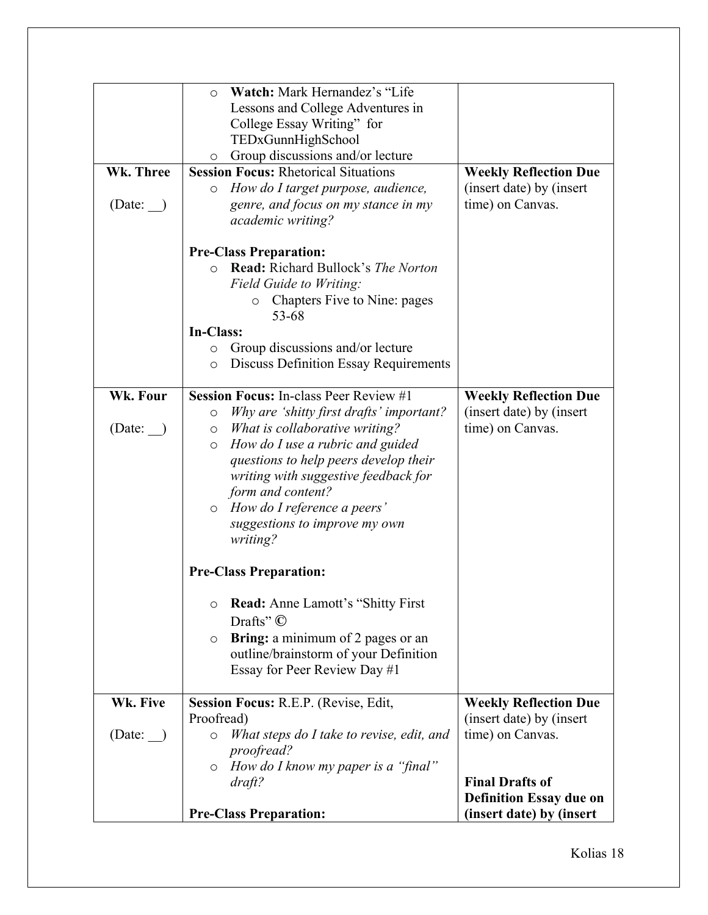| | | |
|---|---|---|
| | ○ **Watch:** Mark Hernandez's "Life Lessons and College Adventures in College Essay Writing" for TEDxGunnHighSchool<br>○ Group discussions and/or lecture | |
| **Wk. Three**<br><br>(Date: __) | **Session Focus:** Rhetorical Situations<br>○ *How do I target purpose, audience, genre, and focus on my stance in my academic writing?*<br><br>**Pre-Class Preparation:**<br>○ **Read:** Richard Bullock's *The Norton Field Guide to Writing:*<br>&nbsp;&nbsp;&nbsp;&nbsp;○ Chapters Five to Nine: pages 53-68<br>**In-Class:**<br>○ Group discussions and/or lecture<br>○ Discuss Definition Essay Requirements | **Weekly Reflection Due** (insert date) by (insert time) on Canvas. |
| **Wk. Four**<br><br>(Date: __) | **Session Focus:** In-class Peer Review #1<br>○ *Why are 'shitty first drafts' important?*<br>○ *What is collaborative writing?*<br>○ *How do I use a rubric and guided questions to help peers develop their writing with suggestive feedback for form and content?*<br>○ *How do I reference a peers' suggestions to improve my own writing?*<br><br>**Pre-Class Preparation:**<br><br>○ **Read:** Anne Lamott's "Shitty First Drafts" ©<br>○ **Bring:** a minimum of 2 pages or an outline/brainstorm of your Definition Essay for Peer Review Day #1 | **Weekly Reflection Due** (insert date) by (insert time) on Canvas. |
| **Wk. Five**<br><br>(Date: __) | **Session Focus:** R.E.P. (Revise, Edit, Proofread)<br>○ *What steps do I take to revise, edit, and proofread?*<br>○ *How do I know my paper is a "final" draft?*<br><br>**Pre-Class Preparation:** | **Weekly Reflection Due** (insert date) by (insert time) on Canvas.<br><br>**Final Drafts of Definition Essay due on (insert date) by (insert** |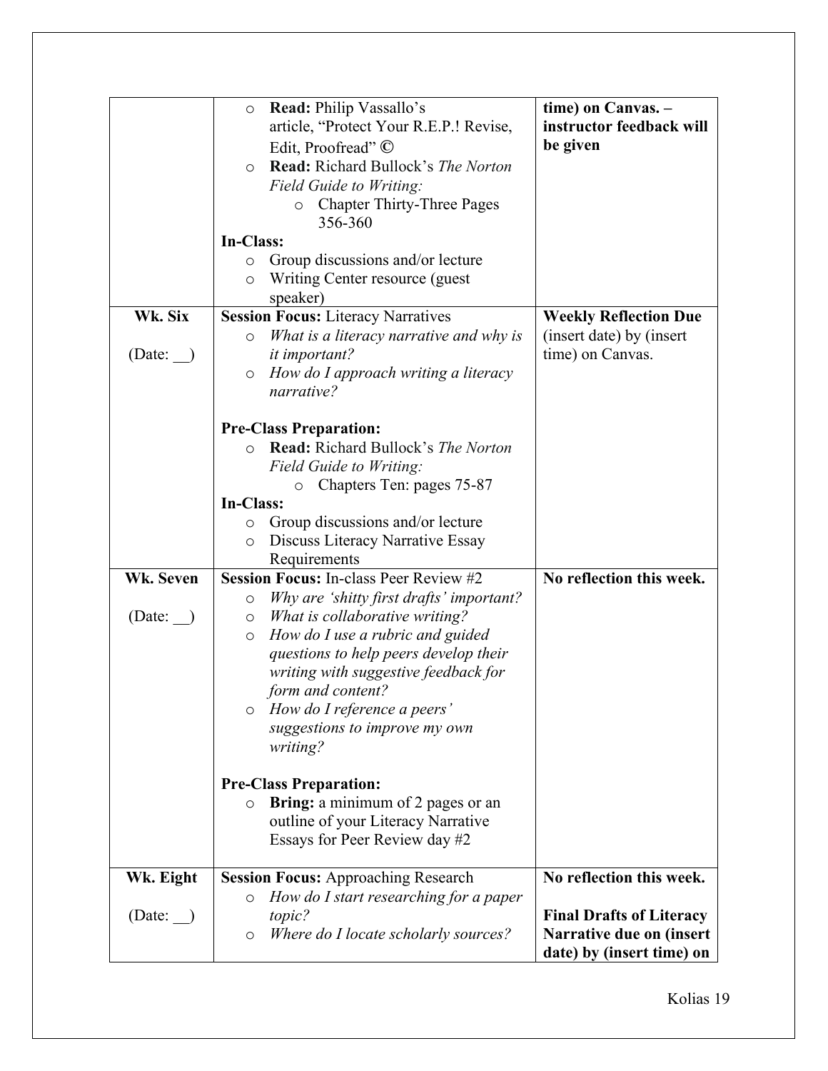| | | |
|---|---|---|
| | ○ **Read:** Philip Vassallo's article, "Protect Your R.E.P.! Revise, Edit, Proofread" **©**<br>○ **Read:** Richard Bullock's *The Norton Field Guide to Writing:*<br>　○ Chapter Thirty-Three Pages 356-360<br>**In-Class:**<br>○ Group discussions and/or lecture<br>○ Writing Center resource (guest speaker) | **time) on Canvas. – instructor feedback will be given** |
| **Wk. Six**<br><br>(Date: __) | **Session Focus:** Literacy Narratives<br>○ *What is a literacy narrative and why is it important?*<br>○ *How do I approach writing a literacy narrative?*<br><br>**Pre-Class Preparation:**<br>○ **Read:** Richard Bullock's *The Norton Field Guide to Writing:*<br>　○ Chapters Ten: pages 75-87<br>**In-Class:**<br>○ Group discussions and/or lecture<br>○ Discuss Literacy Narrative Essay Requirements | **Weekly Reflection Due** (insert date) by (insert time) on Canvas. |
| **Wk. Seven**<br><br>(Date: __) | **Session Focus:** In-class Peer Review #2<br>○ *Why are 'shitty first drafts' important?*<br>○ *What is collaborative writing?*<br>○ *How do I use a rubric and guided questions to help peers develop their writing with suggestive feedback for form and content?*<br>○ *How do I reference a peers' suggestions to improve my own writing?*<br><br>**Pre-Class Preparation:**<br>○ **Bring:** a minimum of 2 pages or an outline of your Literacy Narrative Essays for Peer Review day #2 | **No reflection this week.** |
| **Wk. Eight**<br><br>(Date: __) | **Session Focus:** Approaching Research<br>○ *How do I start researching for a paper topic?*<br>○ *Where do I locate scholarly sources?* | **No reflection this week.**<br><br>**Final Drafts of Literacy Narrative due on (insert date) by (insert time) on** |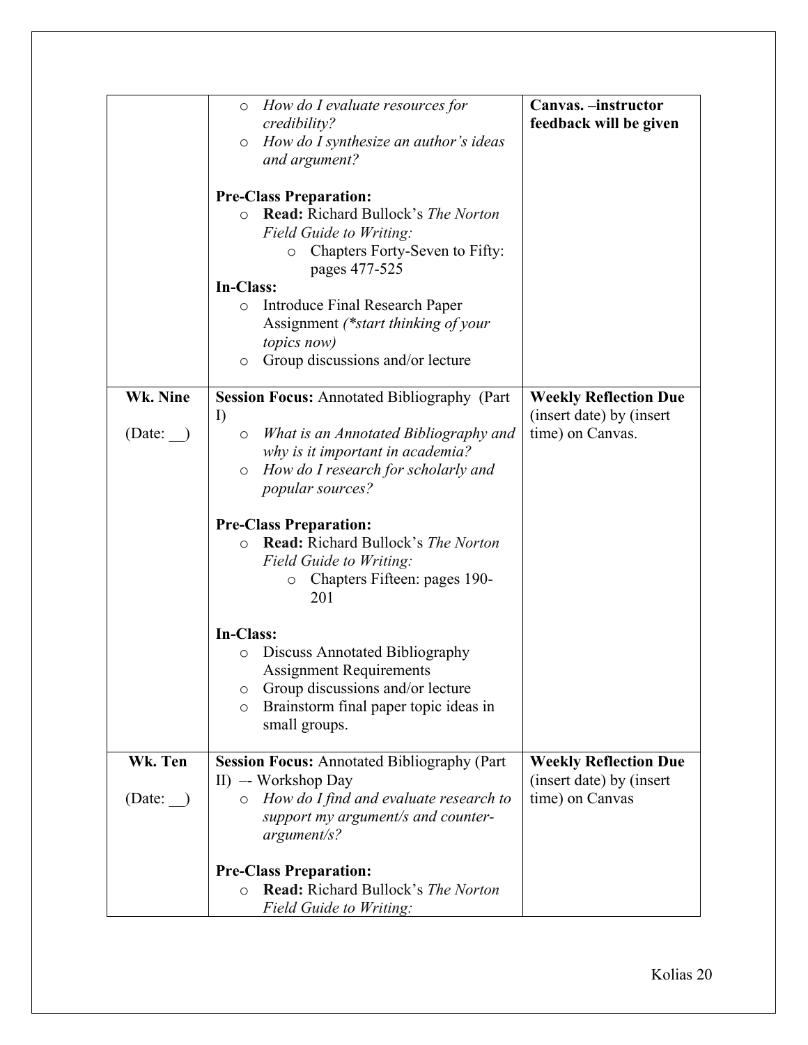| | | |
|---|---|---|
| | ○ *How do I evaluate resources for credibility?*<br>○ *How do I synthesize an author's ideas and argument?*<br><br>**Pre-Class Preparation:**<br>○ **Read:** Richard Bullock's *The Norton Field Guide to Writing:*<br>　○ Chapters Forty-Seven to Fifty: pages 477-525<br>**In-Class:**<br>○ Introduce Final Research Paper Assignment *(\*start thinking of your topics now)*<br>○ Group discussions and/or lecture | **Canvas. –instructor feedback will be given** |
| **Wk. Nine**<br><br>(Date: __) | **Session Focus:** Annotated Bibliography (Part I)<br>○ *What is an Annotated Bibliography and why is it important in academia?*<br>○ *How do I research for scholarly and popular sources?*<br><br>**Pre-Class Preparation:**<br>○ **Read:** Richard Bullock's *The Norton Field Guide to Writing:*<br>　○ Chapters Fifteen: pages 190-201<br><br>**In-Class:**<br>○ Discuss Annotated Bibliography Assignment Requirements<br>○ Group discussions and/or lecture<br>○ Brainstorm final paper topic ideas in small groups. | **Weekly Reflection Due** (insert date) by (insert time) on Canvas. |
| **Wk. Ten**<br><br>(Date: __) | **Session Focus:** Annotated Bibliography (Part II) –- Workshop Day<br>○ *How do I find and evaluate research to support my argument/s and counter-argument/s?*<br><br>**Pre-Class Preparation:**<br>○ **Read:** Richard Bullock's *The Norton Field Guide to Writing:* | **Weekly Reflection Due** (insert date) by (insert time) on Canvas |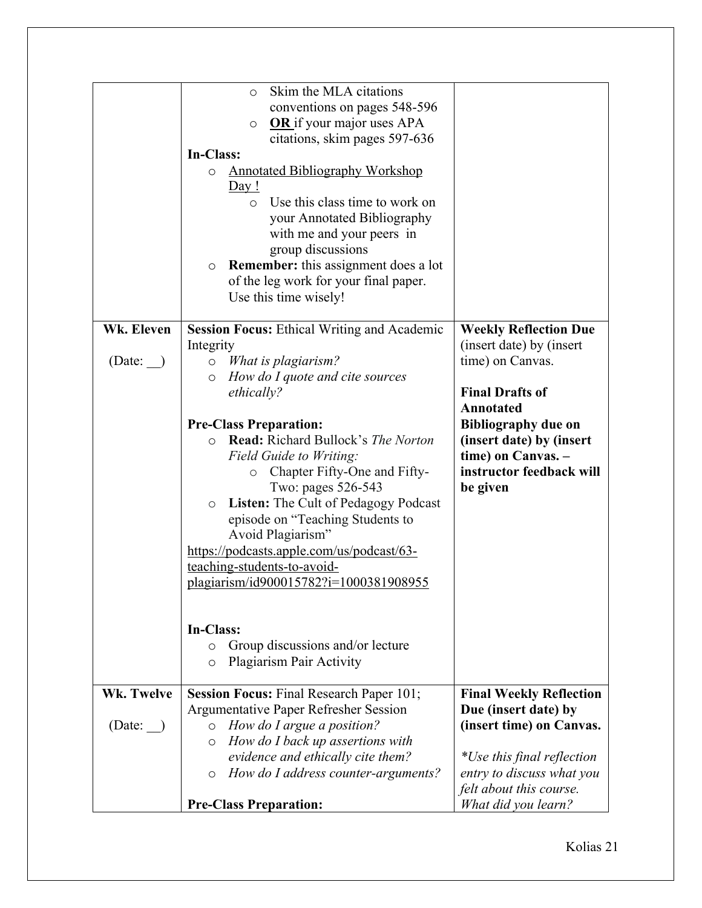| | | |
|---|---|---|
| | ○ Skim the MLA citations conventions on pages 548-596<br>○ **OR** if your major uses APA citations, skim pages 597-636<br>**In-Class:**<br>○ Annotated Bibliography Workshop Day !<br>○ Use this class time to work on your Annotated Bibliography with me and your peers in group discussions<br>○ **Remember:** this assignment does a lot of the leg work for your final paper. Use this time wisely! | |
| **Wk. Eleven**<br><br>(Date: __) | **Session Focus:** Ethical Writing and Academic Integrity<br>○ *What is plagiarism?*<br>○ *How do I quote and cite sources ethically?*<br><br>**Pre-Class Preparation:**<br>○ **Read:** Richard Bullock's *The Norton Field Guide to Writing:*<br>○ Chapter Fifty-One and Fifty-Two: pages 526-543<br>○ **Listen:** The Cult of Pedagogy Podcast episode on "Teaching Students to Avoid Plagiarism"<br>https://podcasts.apple.com/us/podcast/63-teaching-students-to-avoid-plagiarism/id900015782?i=1000381908955<br><br>**In-Class:**<br>○ Group discussions and/or lecture<br>○ Plagiarism Pair Activity | **Weekly Reflection Due** (insert date) by (insert time) on Canvas.<br><br>**Final Drafts of Annotated Bibliography due on (insert date) by (insert time) on Canvas. – instructor feedback will be given** |
| **Wk. Twelve**<br><br>(Date: __) | **Session Focus:** Final Research Paper 101; Argumentative Paper Refresher Session<br>○ *How do I argue a position?*<br>○ *How do I back up assertions with evidence and ethically cite them?*<br>○ *How do I address counter-arguments?*<br><br>**Pre-Class Preparation:** | **Final Weekly Reflection Due (insert date) by (insert time) on Canvas.**<br><br>*\*Use this final reflection entry to discuss what you felt about this course. What did you learn?* |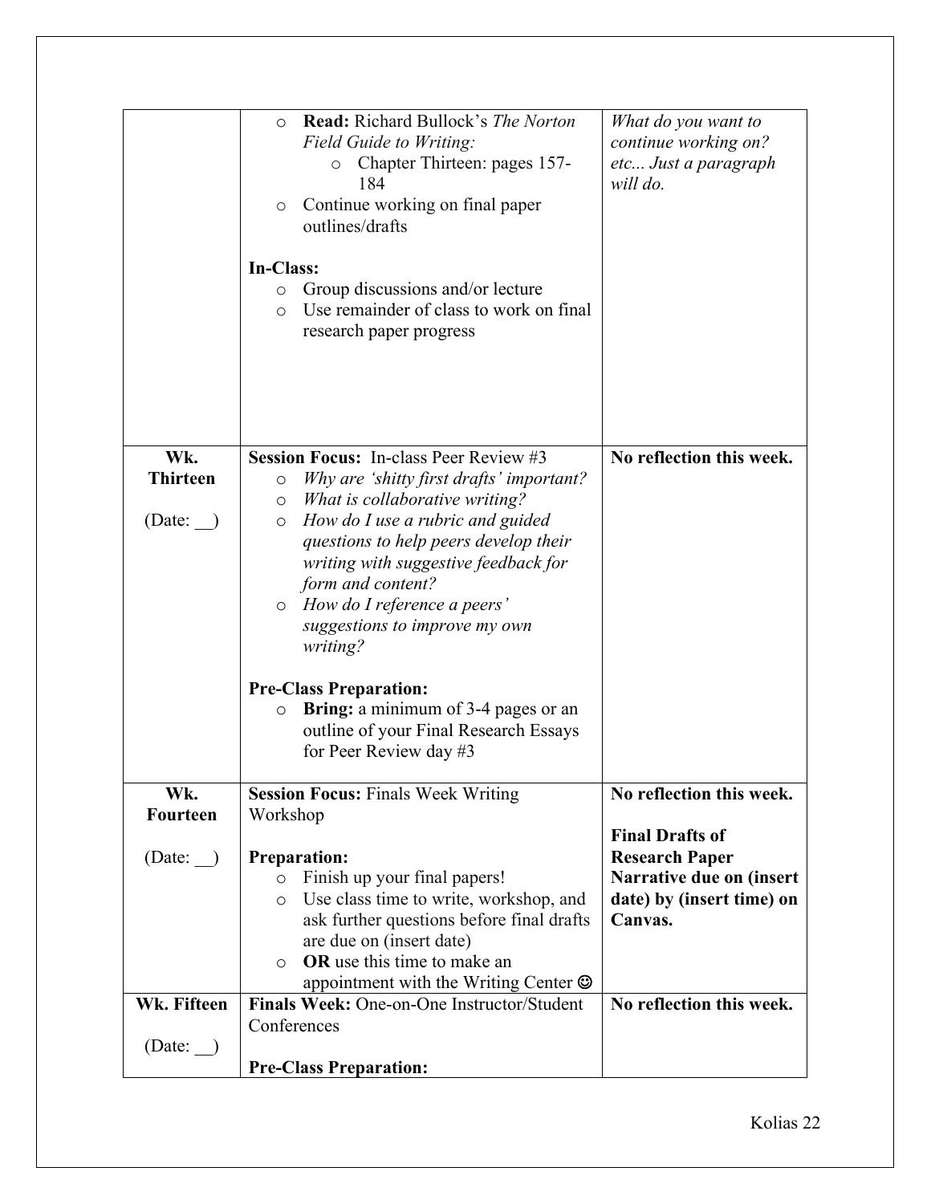| | | |
|---|---|---|
| | ○ **Read:** Richard Bullock's *The Norton Field Guide to Writing:*<br>○ Chapter Thirteen: pages 157-184<br>○ Continue working on final paper outlines/drafts<br><br>**In-Class:**<br>○ Group discussions and/or lecture<br>○ Use remainder of class to work on final research paper progress | *What do you want to continue working on? etc... Just a paragraph will do.* |
| **Wk. Thirteen**<br><br>(Date: __) | **Session Focus:** In-class Peer Review #3<br>○ *Why are 'shitty first drafts' important?*<br>○ *What is collaborative writing?*<br>○ *How do I use a rubric and guided questions to help peers develop their writing with suggestive feedback for form and content?*<br>○ *How do I reference a peers' suggestions to improve my own writing?*<br><br>**Pre-Class Preparation:**<br>○ **Bring:** a minimum of 3-4 pages or an outline of your Final Research Essays for Peer Review day #3 | **No reflection this week.** |
| **Wk. Fourteen**<br><br>(Date: __) | **Session Focus:** Finals Week Writing Workshop<br><br>**Preparation:**<br>○ Finish up your final papers!<br>○ Use class time to write, workshop, and ask further questions before final drafts are due on (insert date)<br>○ **OR** use this time to make an appointment with the Writing Center ☺ | **No reflection this week.**<br><br>**Final Drafts of Research Paper Narrative due on (insert date) by (insert time) on Canvas.** |
| **Wk. Fifteen**<br><br>(Date: __) | **Finals Week:** One-on-One Instructor/Student Conferences<br><br>**Pre-Class Preparation:** | **No reflection this week.** |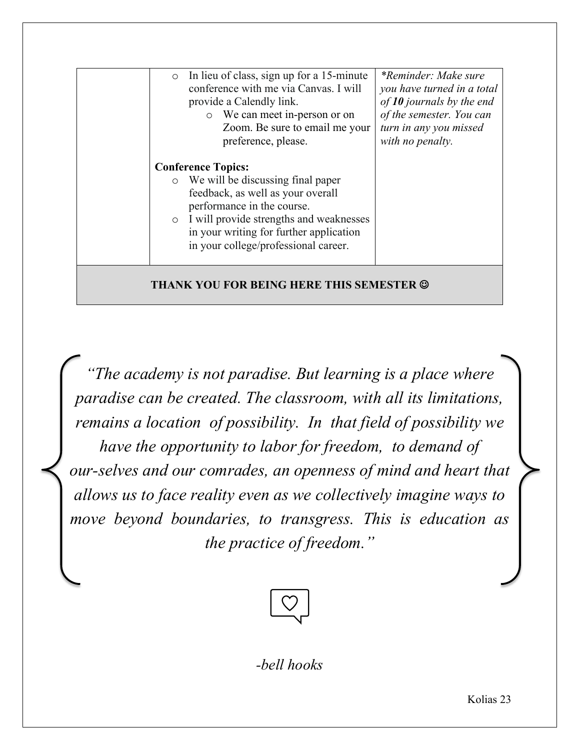| | | |
|---|---|---|
| | <ul><li>In lieu of class, sign up for a 15-minute conference with me via Canvas. I will provide a Calendly link.<ul><li>We can meet in-person or on Zoom. Be sure to email me your preference, please.</li></ul></li></ul>**Conference Topics:**<ul><li>We will be discussing final paper feedback, as well as your overall performance in the course.</li><li>I will provide strengths and weaknesses in your writing for further application in your college/professional career.</li></ul> | *\*Reminder: Make sure you have turned in a total of **10** journals by the end of the semester. You can turn in any you missed with no penalty.* |
| **THANK YOU FOR BEING HERE THIS SEMESTER ☺** | | |

*"The academy is not paradise. But learning is a place where paradise can be created. The classroom, with all its limitations, remains a location of possibility. In that field of possibility we have the opportunity to labor for freedom, to demand of our-selves and our comrades, an openness of mind and heart that allows us to face reality even as we collectively imagine ways to move beyond boundaries, to transgress. This is education as the practice of freedom."*

*-bell hooks*